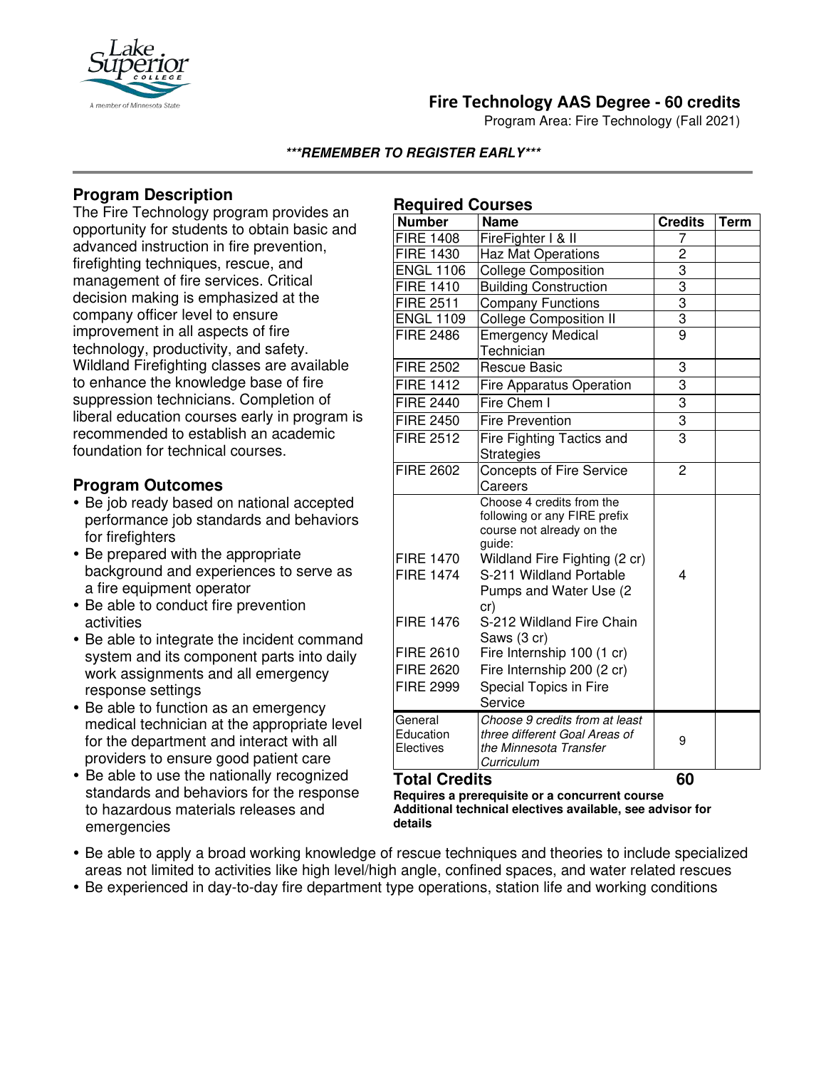# Fire Technology AAS Degree - 60 credits

Program Area: Fire Technology (Fall 2021)

***REMEMBER TO REGISTER EARLY***

## Program Description

The Fire Technology program provides an opportunity for students to obtain basic and advanced instruction in fire prevention, firefighting techniques, rescue, and management of fire services. Critical decision making is emphasized at the company officer level to ensure improvement in all aspects of fire technology, productivity, and safety. Wildland Firefighting classes are available to enhance the knowledge base of fire suppression technicians. Completion of liberal education courses early in program is recommended to establish an academic foundation for technical courses.

## Program Outcomes

- Be job ready based on national accepted performance job standards and behaviors for firefighters
- Be prepared with the appropriate background and experiences to serve as a fire equipment operator
- Be able to conduct fire prevention activities
- Be able to integrate the incident command system and its component parts into daily work assignments and all emergency response settings
- Be able to function as an emergency medical technician at the appropriate level for the department and interact with all providers to ensure good patient care
- Be able to use the nationally recognized standards and behaviors for the response to hazardous materials releases and emergencies
- Be able to apply a broad working knowledge of rescue techniques and theories to include specialized areas not limited to activities like high level/high angle, confined spaces, and water related rescues
- Be experienced in day-to-day fire department type operations, station life and working conditions

## Required Courses

| Number | Name | Credits | Term |
|---|---|---|---|
| FIRE 1408 | FireFighter I & II | 7 | |
| FIRE 1430 | Haz Mat Operations | 2 | |
| ENGL 1106 | College Composition | 3 | |
| FIRE 1410 | Building Construction | 3 | |
| FIRE 2511 | Company Functions | 3 | |
| ENGL 1109 | College Composition II | 3 | |
| FIRE 2486 | Emergency Medical Technician | 9 | |
| FIRE 2502 | Rescue Basic | 3 | |
| FIRE 1412 | Fire Apparatus Operation | 3 | |
| FIRE 2440 | Fire Chem I | 3 | |
| FIRE 2450 | Fire Prevention | 3 | |
| FIRE 2512 | Fire Fighting Tactics and Strategies | 3 | |
| FIRE 2602 | Concepts of Fire Service Careers | 2 | |
| | Choose 4 credits from the following or any FIRE prefix course not already on the guide: | 4 | |
| FIRE 1470 | Wildland Fire Fighting (2 cr) | | |
| FIRE 1474 | S-211 Wildland Portable Pumps and Water Use (2 cr) | | |
| FIRE 1476 | S-212 Wildland Fire Chain Saws (3 cr) | | |
| FIRE 2610 | Fire Internship 100 (1 cr) | | |
| FIRE 2620 | Fire Internship 200 (2 cr) | | |
| FIRE 2999 | Special Topics in Fire Service | | |
| General Education Electives | *Choose 9 credits from at least three different Goal Areas of the Minnesota Transfer Curriculum* | 9 | |
| **Total Credits** | | **60** | |

**Requires a prerequisite or a concurrent course**

**Additional technical electives available, see advisor for details**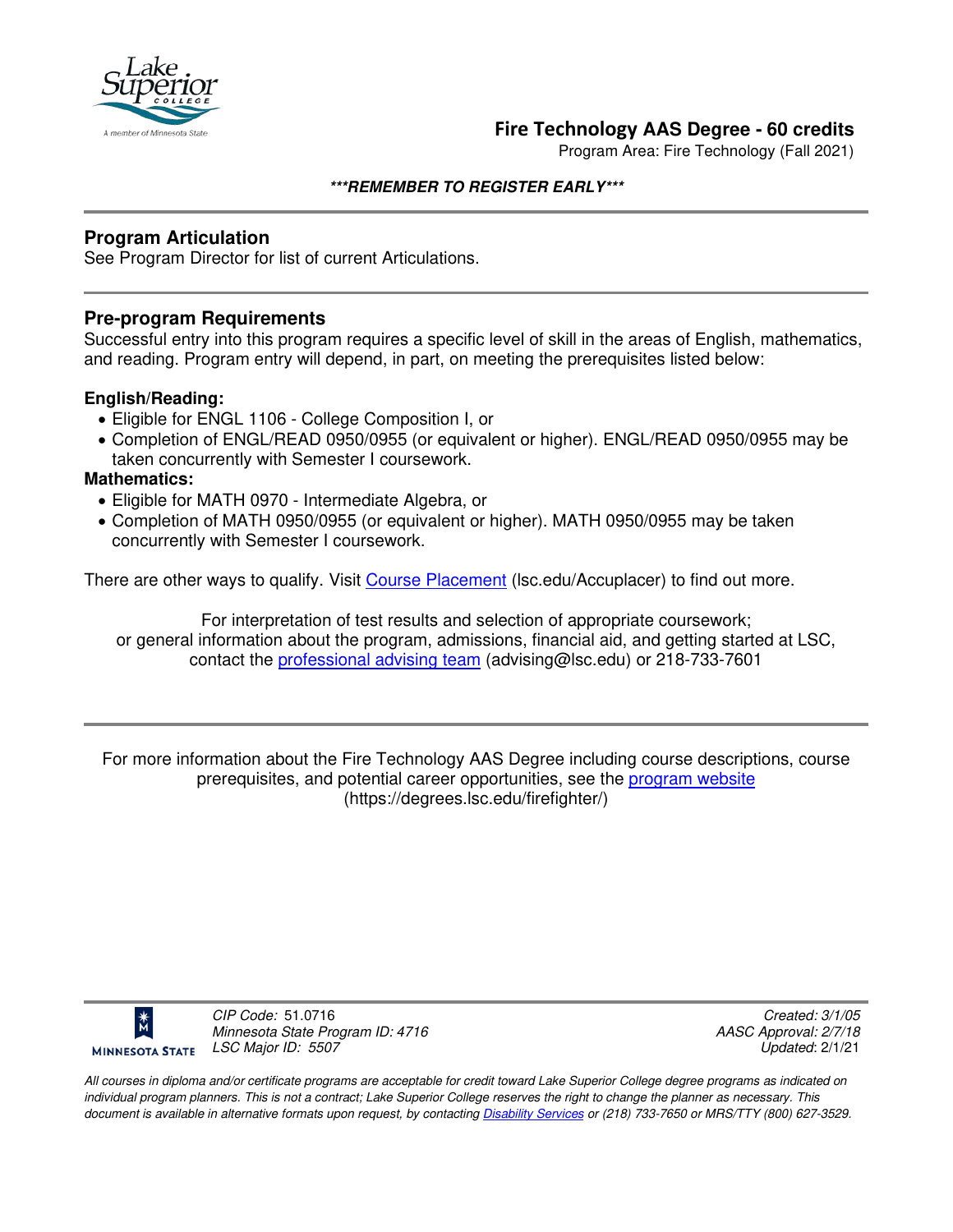## Fire Technology AAS Degree - 60 credits

Program Area: Fire Technology (Fall 2021)

***REMEMBER TO REGISTER EARLY***

### Program Articulation

See Program Director for list of current Articulations.

### Pre-program Requirements

Successful entry into this program requires a specific level of skill in the areas of English, mathematics, and reading. Program entry will depend, in part, on meeting the prerequisites listed below:

**English/Reading:**

- Eligible for ENGL 1106 - College Composition I, or
- Completion of ENGL/READ 0950/0955 (or equivalent or higher). ENGL/READ 0950/0955 may be taken concurrently with Semester I coursework.

**Mathematics:**

- Eligible for MATH 0970 - Intermediate Algebra, or
- Completion of MATH 0950/0955 (or equivalent or higher). MATH 0950/0955 may be taken concurrently with Semester I coursework.

There are other ways to qualify. Visit Course Placement (lsc.edu/Accuplacer) to find out more.

For interpretation of test results and selection of appropriate coursework; or general information about the program, admissions, financial aid, and getting started at LSC, contact the professional advising team (advising@lsc.edu) or 218-733-7601

For more information about the Fire Technology AAS Degree including course descriptions, course prerequisites, and potential career opportunities, see the program website (https://degrees.lsc.edu/firefighter/)

*CIP Code:* 51.0716
*Minnesota State Program ID: 4716*
*LSC Major ID: 5507*

*Created: 3/1/05*
*AASC Approval: 2/7/18*
*Updated*: 2/1/21

*All courses in diploma and/or certificate programs are acceptable for credit toward Lake Superior College degree programs as indicated on individual program planners. This is not a contract; Lake Superior College reserves the right to change the planner as necessary. This document is available in alternative formats upon request, by contacting Disability Services or (218) 733-7650 or MRS/TTY (800) 627-3529.*